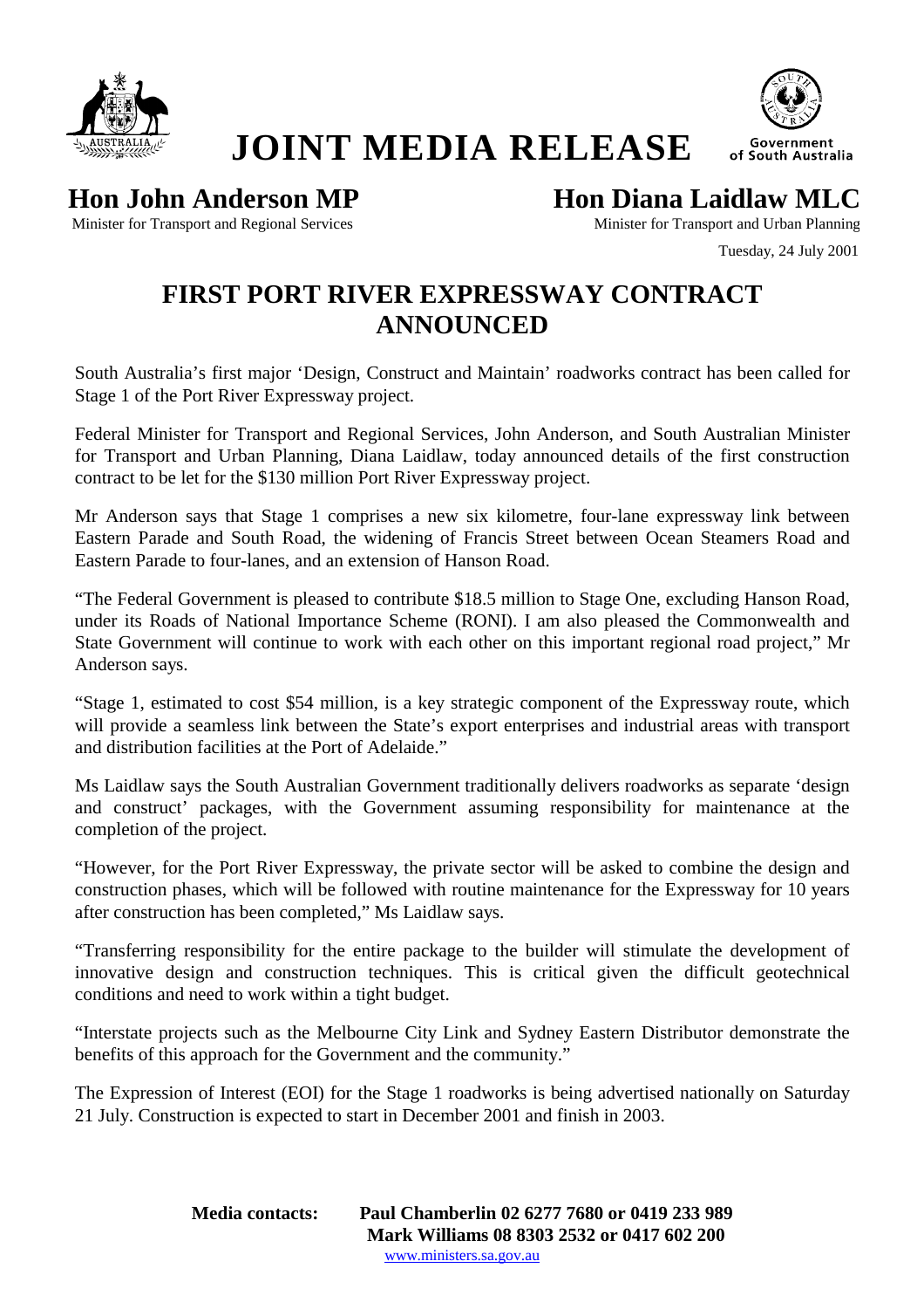# JOINT MEDIA RELEASE

Government of South Australia

**Hon John Anderson MP**
Minister for Transport and Regional Services

**Hon Diana Laidlaw MLC**
Minister for Transport and Urban Planning

Tuesday, 24 July 2001

## FIRST PORT RIVER EXPRESSWAY CONTRACT ANNOUNCED

South Australia's first major 'Design, Construct and Maintain' roadworks contract has been called for Stage 1 of the Port River Expressway project.

Federal Minister for Transport and Regional Services, John Anderson, and South Australian Minister for Transport and Urban Planning, Diana Laidlaw, today announced details of the first construction contract to be let for the $130 million Port River Expressway project.

Mr Anderson says that Stage 1 comprises a new six kilometre, four-lane expressway link between Eastern Parade and South Road, the widening of Francis Street between Ocean Steamers Road and Eastern Parade to four-lanes, and an extension of Hanson Road.

"The Federal Government is pleased to contribute $18.5 million to Stage One, excluding Hanson Road, under its Roads of National Importance Scheme (RONI). I am also pleased the Commonwealth and State Government will continue to work with each other on this important regional road project," Mr Anderson says.

"Stage 1, estimated to cost $54 million, is a key strategic component of the Expressway route, which will provide a seamless link between the State's export enterprises and industrial areas with transport and distribution facilities at the Port of Adelaide."

Ms Laidlaw says the South Australian Government traditionally delivers roadworks as separate 'design and construct' packages, with the Government assuming responsibility for maintenance at the completion of the project.

"However, for the Port River Expressway, the private sector will be asked to combine the design and construction phases, which will be followed with routine maintenance for the Expressway for 10 years after construction has been completed," Ms Laidlaw says.

"Transferring responsibility for the entire package to the builder will stimulate the development of innovative design and construction techniques. This is critical given the difficult geotechnical conditions and need to work within a tight budget.

"Interstate projects such as the Melbourne City Link and Sydney Eastern Distributor demonstrate the benefits of this approach for the Government and the community."

The Expression of Interest (EOI) for the Stage 1 roadworks is being advertised nationally on Saturday 21 July. Construction is expected to start in December 2001 and finish in 2003.

**Media contacts:** **Paul Chamberlin 02 6277 7680 or 0419 233 989**
**Mark Williams 08 8303 2532 or 0417 602 200**
www.ministers.sa.gov.au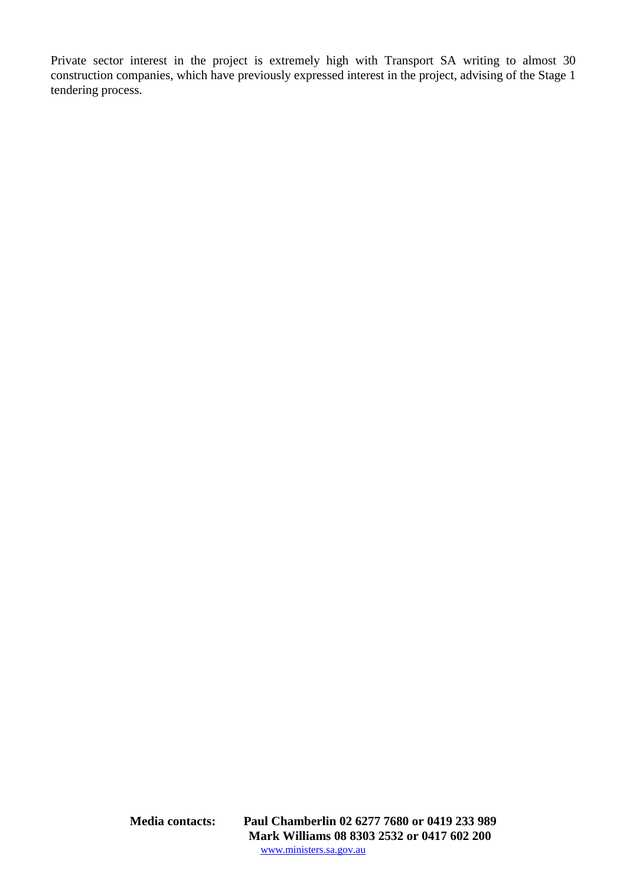Private sector interest in the project is extremely high with Transport SA writing to almost 30 construction companies, which have previously expressed interest in the project, advising of the Stage 1 tendering process.

**Media contacts:** **Paul Chamberlin 02 6277 7680 or 0419 233 989**
**Mark Williams 08 8303 2532 or 0417 602 200**
www.ministers.sa.gov.au